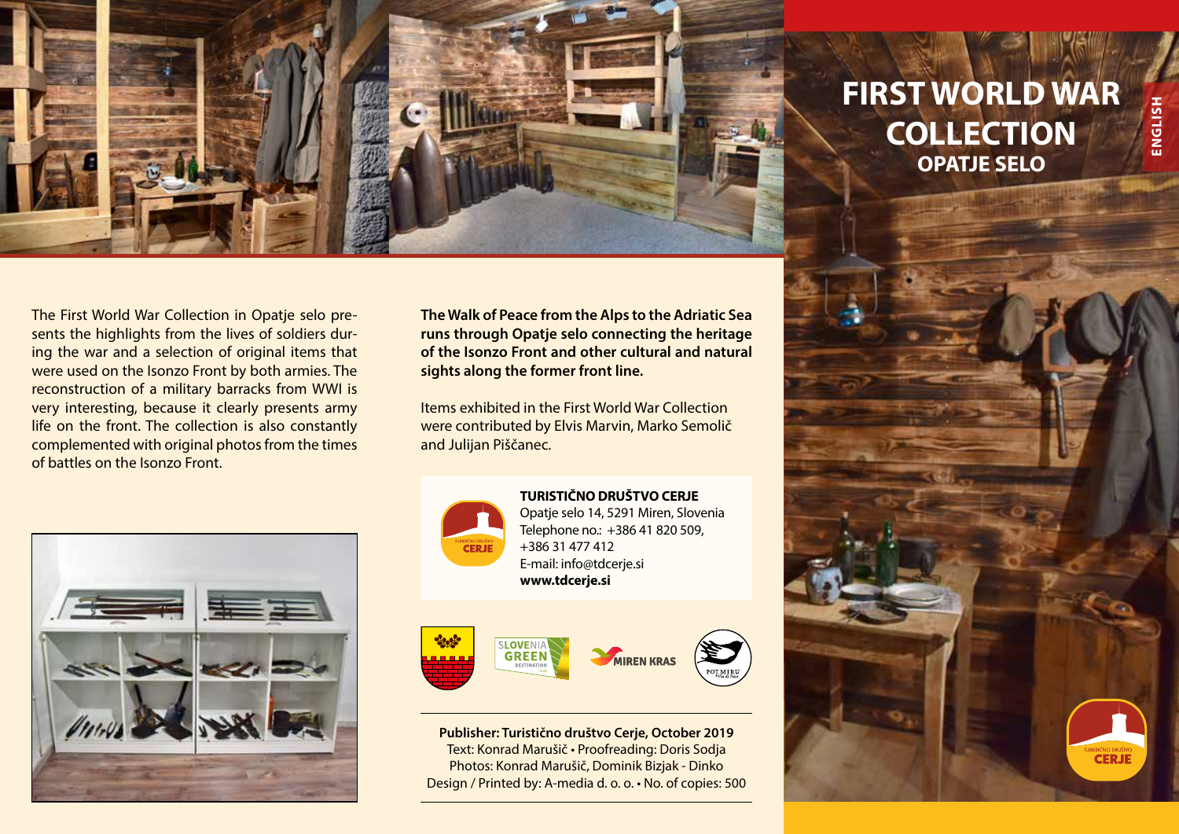# FIRST WORLD WAR COLLECTION

## OPATJE SELO

ENGLISH

The First World War Collection in Opatje selo presents the highlights from the lives of soldiers during the war and a selection of original items that were used on the Isonzo Front by both armies. The reconstruction of a military barracks from WWI is very interesting, because it clearly presents army life on the front. The collection is also constantly complemented with original photos from the times of battles on the Isonzo Front.

**The Walk of Peace from the Alps to the Adriatic Sea runs through Opatje selo connecting the heritage of the Isonzo Front and other cultural and natural sights along the former front line.**

Items exhibited in the First World War Collection were contributed by Elvis Marvin, Marko Semolič and Julijan Piščanec.

**TURISTIČNO DRUŠTVO CERJE**
Opatje selo 14, 5291 Miren, Slovenia
Telephone no.: +386 41 820 509, +386 31 477 412
E-mail: info@tdcerje.si
**www.tdcerje.si**

**Publisher: Turistično društvo Cerje, October 2019**
Text: Konrad Marušič • Proofreading: Doris Sodja
Photos: Konrad Marušič, Dominik Bizjak - Dinko
Design / Printed by: A-media d. o. o. • No. of copies: 500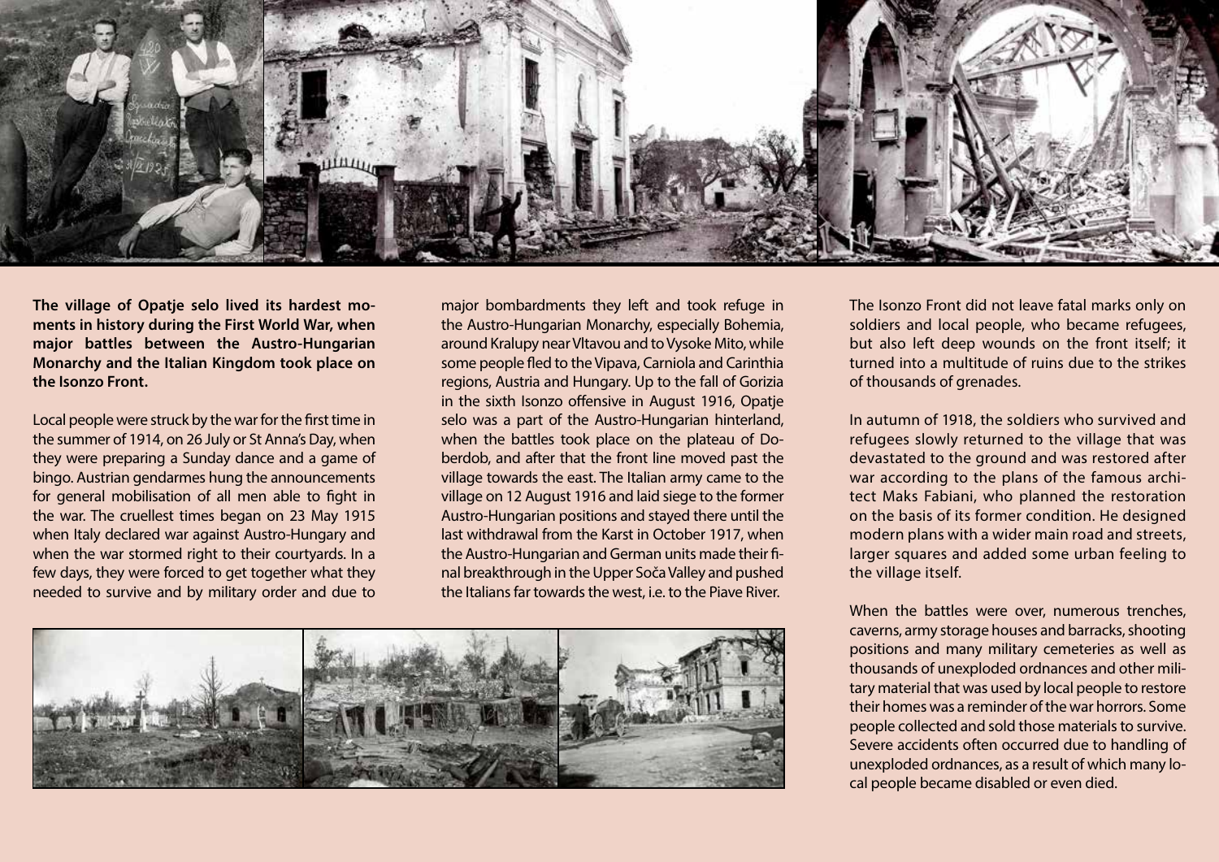**The village of Opatje selo lived its hardest moments in history during the First World War, when major battles between the Austro-Hungarian Monarchy and the Italian Kingdom took place on the Isonzo Front.**

Local people were struck by the war for the first time in the summer of 1914, on 26 July or St Anna's Day, when they were preparing a Sunday dance and a game of bingo. Austrian gendarmes hung the announcements for general mobilisation of all men able to fight in the war. The cruellest times began on 23 May 1915 when Italy declared war against Austro-Hungary and when the war stormed right to their courtyards. In a few days, they were forced to get together what they needed to survive and by military order and due to major bombardments they left and took refuge in the Austro-Hungarian Monarchy, especially Bohemia, around Kralupy near Vltavou and to Vysoke Mito, while some people fled to the Vipava, Carniola and Carinthia regions, Austria and Hungary. Up to the fall of Gorizia in the sixth Isonzo offensive in August 1916, Opatje selo was a part of the Austro-Hungarian hinterland, when the battles took place on the plateau of Doberdob, and after that the front line moved past the village towards the east. The Italian army came to the village on 12 August 1916 and laid siege to the former Austro-Hungarian positions and stayed there until the last withdrawal from the Karst in October 1917, when the Austro-Hungarian and German units made their final breakthrough in the Upper Soča Valley and pushed the Italians far towards the west, i.e. to the Piave River.

The Isonzo Front did not leave fatal marks only on soldiers and local people, who became refugees, but also left deep wounds on the front itself; it turned into a multitude of ruins due to the strikes of thousands of grenades.

In autumn of 1918, the soldiers who survived and refugees slowly returned to the village that was devastated to the ground and was restored after war according to the plans of the famous architect Maks Fabiani, who planned the restoration on the basis of its former condition. He designed modern plans with a wider main road and streets, larger squares and added some urban feeling to the village itself.

When the battles were over, numerous trenches, caverns, army storage houses and barracks, shooting positions and many military cemeteries as well as thousands of unexploded ordnances and other military material that was used by local people to restore their homes was a reminder of the war horrors. Some people collected and sold those materials to survive. Severe accidents often occurred due to handling of unexploded ordnances, as a result of which many local people became disabled or even died.